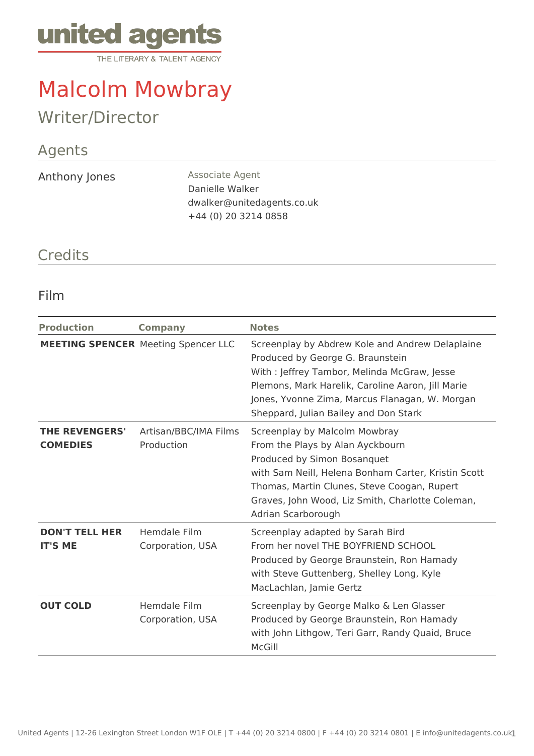united agents
THE LITERARY & TALENT AGENCY

# Malcolm Mowbray

## Writer/Director

## Agents

Anthony Jones

Associate Agent
Danielle Walker
dwalker@unitedagents.co.uk
+44 (0) 20 3214 0858

## Credits

### Film

| Production | Company | Notes |
|---|---|---|
| **MEETING SPENCER** | Meeting Spencer LLC | Screenplay by Abdrew Kole and Andrew Delaplaine<br>Produced by George G. Braunstein<br>With : Jeffrey Tambor, Melinda McGraw, Jesse Plemons, Mark Harelik, Caroline Aaron, Jill Marie Jones, Yvonne Zima, Marcus Flanagan, W. Morgan Sheppard, Julian Bailey and Don Stark |
| **THE REVENGERS' COMEDIES** | Artisan/BBC/IMA Films Production | Screenplay by Malcolm Mowbray<br>From the Plays by Alan Ayckbourn<br>Produced by Simon Bosanquet<br>with Sam Neill, Helena Bonham Carter, Kristin Scott Thomas, Martin Clunes, Steve Coogan, Rupert Graves, John Wood, Liz Smith, Charlotte Coleman, Adrian Scarborough |
| **DON'T TELL HER IT'S ME** | Hemdale Film Corporation, USA | Screenplay adapted by Sarah Bird<br>From her novel THE BOYFRIEND SCHOOL<br>Produced by George Braunstein, Ron Hamady<br>with Steve Guttenberg, Shelley Long, Kyle MacLachlan, Jamie Gertz |
| **OUT COLD** | Hemdale Film Corporation, USA | Screenplay by George Malko & Len Glasser<br>Produced by George Braunstein, Ron Hamady<br>with John Lithgow, Teri Garr, Randy Quaid, Bruce McGill |

United Agents | 12-26 Lexington Street London W1F OLE | T +44 (0) 20 3214 0800 | F +44 (0) 20 3214 0801 | E info@unitedagents.co.uk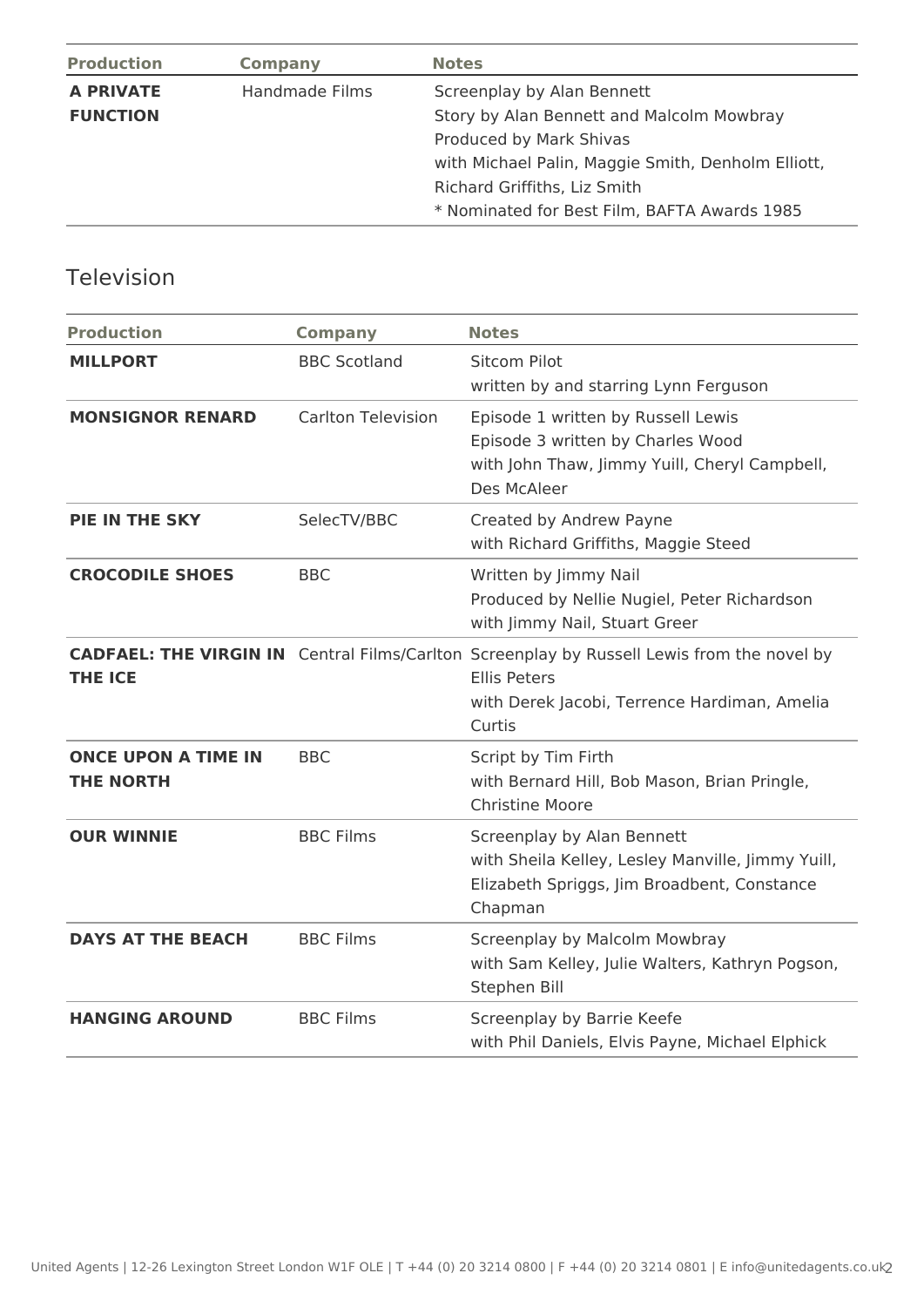| Production | Company | Notes |
|---|---|---|
| **A PRIVATE FUNCTION** | Handmade Films | Screenplay by Alan Bennett<br>Story by Alan Bennett and Malcolm Mowbray<br>Produced by Mark Shivas<br>with Michael Palin, Maggie Smith, Denholm Elliott, Richard Griffiths, Liz Smith<br>* Nominated for Best Film, BAFTA Awards 1985 |

## Television

| Production | Company | Notes |
|---|---|---|
| **MILLPORT** | BBC Scotland | Sitcom Pilot<br>written by and starring Lynn Ferguson |
| **MONSIGNOR RENARD** | Carlton Television | Episode 1 written by Russell Lewis<br>Episode 3 written by Charles Wood<br>with John Thaw, Jimmy Yuill, Cheryl Campbell, Des McAleer |
| **PIE IN THE SKY** | SelecTV/BBC | Created by Andrew Payne<br>with Richard Griffiths, Maggie Steed |
| **CROCODILE SHOES** | BBC | Written by Jimmy Nail<br>Produced by Nellie Nugiel, Peter Richardson<br>with Jimmy Nail, Stuart Greer |
| **CADFAEL: THE VIRGIN IN THE ICE** | Central Films/Carlton | Screenplay by Russell Lewis from the novel by Ellis Peters<br>with Derek Jacobi, Terrence Hardiman, Amelia Curtis |
| **ONCE UPON A TIME IN THE NORTH** | BBC | Script by Tim Firth<br>with Bernard Hill, Bob Mason, Brian Pringle, Christine Moore |
| **OUR WINNIE** | BBC Films | Screenplay by Alan Bennett<br>with Sheila Kelley, Lesley Manville, Jimmy Yuill, Elizabeth Spriggs, Jim Broadbent, Constance Chapman |
| **DAYS AT THE BEACH** | BBC Films | Screenplay by Malcolm Mowbray<br>with Sam Kelley, Julie Walters, Kathryn Pogson, Stephen Bill |
| **HANGING AROUND** | BBC Films | Screenplay by Barrie Keefe<br>with Phil Daniels, Elvis Payne, Michael Elphick |